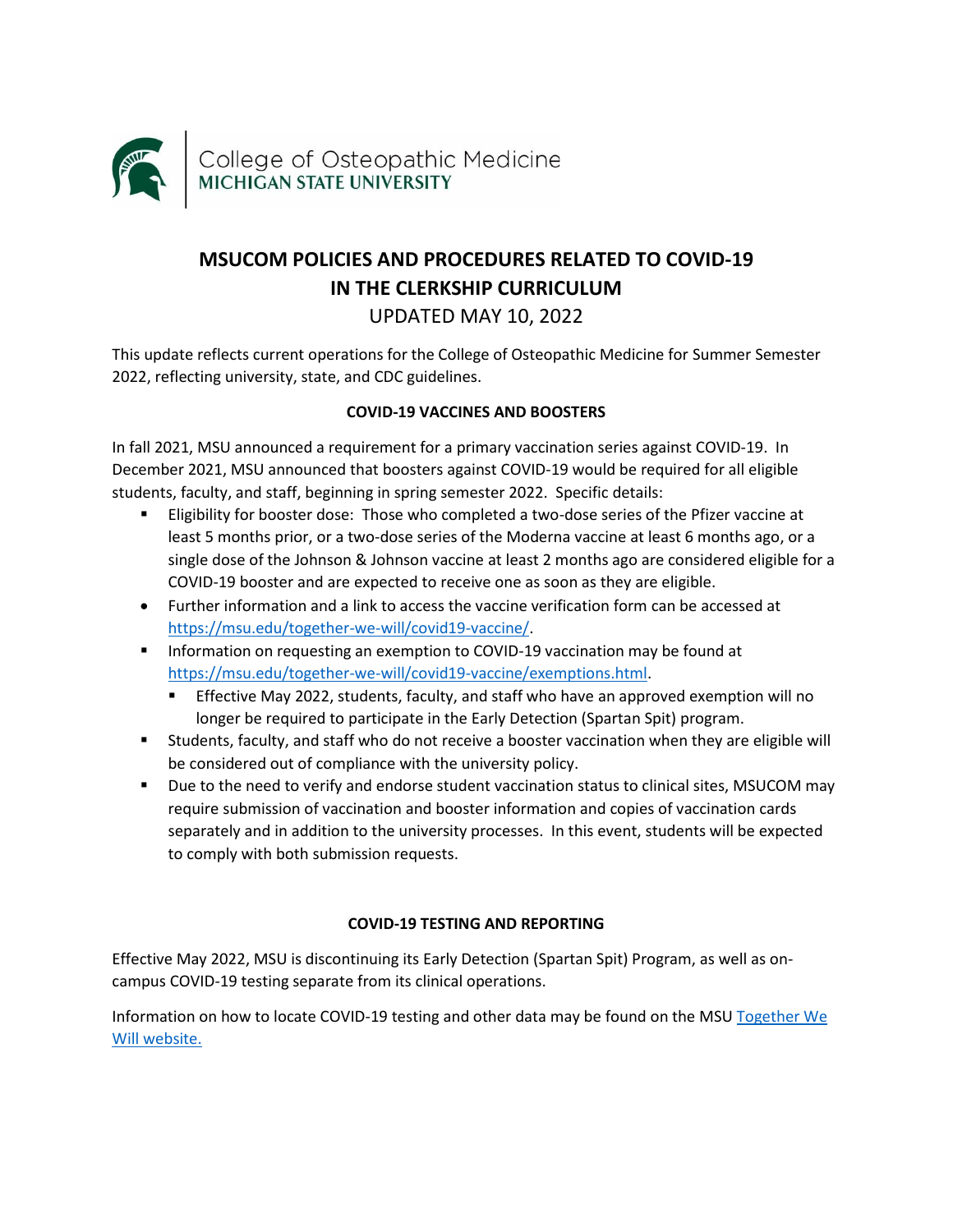College of Osteopathic Medicine
MICHIGAN STATE UNIVERSITY

# MSUCOM POLICIES AND PROCEDURES RELATED TO COVID-19 IN THE CLERKSHIP CURRICULUM

UPDATED MAY 10, 2022

This update reflects current operations for the College of Osteopathic Medicine for Summer Semester 2022, reflecting university, state, and CDC guidelines.

## COVID-19 VACCINES AND BOOSTERS

In fall 2021, MSU announced a requirement for a primary vaccination series against COVID-19. In December 2021, MSU announced that boosters against COVID-19 would be required for all eligible students, faculty, and staff, beginning in spring semester 2022. Specific details:

- Eligibility for booster dose: Those who completed a two-dose series of the Pfizer vaccine at least 5 months prior, or a two-dose series of the Moderna vaccine at least 6 months ago, or a single dose of the Johnson & Johnson vaccine at least 2 months ago are considered eligible for a COVID-19 booster and are expected to receive one as soon as they are eligible.
- Further information and a link to access the vaccine verification form can be accessed at https://msu.edu/together-we-will/covid19-vaccine/.
- Information on requesting an exemption to COVID-19 vaccination may be found at https://msu.edu/together-we-will/covid19-vaccine/exemptions.html.
    - Effective May 2022, students, faculty, and staff who have an approved exemption will no longer be required to participate in the Early Detection (Spartan Spit) program.
- Students, faculty, and staff who do not receive a booster vaccination when they are eligible will be considered out of compliance with the university policy.
- Due to the need to verify and endorse student vaccination status to clinical sites, MSUCOM may require submission of vaccination and booster information and copies of vaccination cards separately and in addition to the university processes. In this event, students will be expected to comply with both submission requests.

## COVID-19 TESTING AND REPORTING

Effective May 2022, MSU is discontinuing its Early Detection (Spartan Spit) Program, as well as on-campus COVID-19 testing separate from its clinical operations.

Information on how to locate COVID-19 testing and other data may be found on the MSU Together We Will website.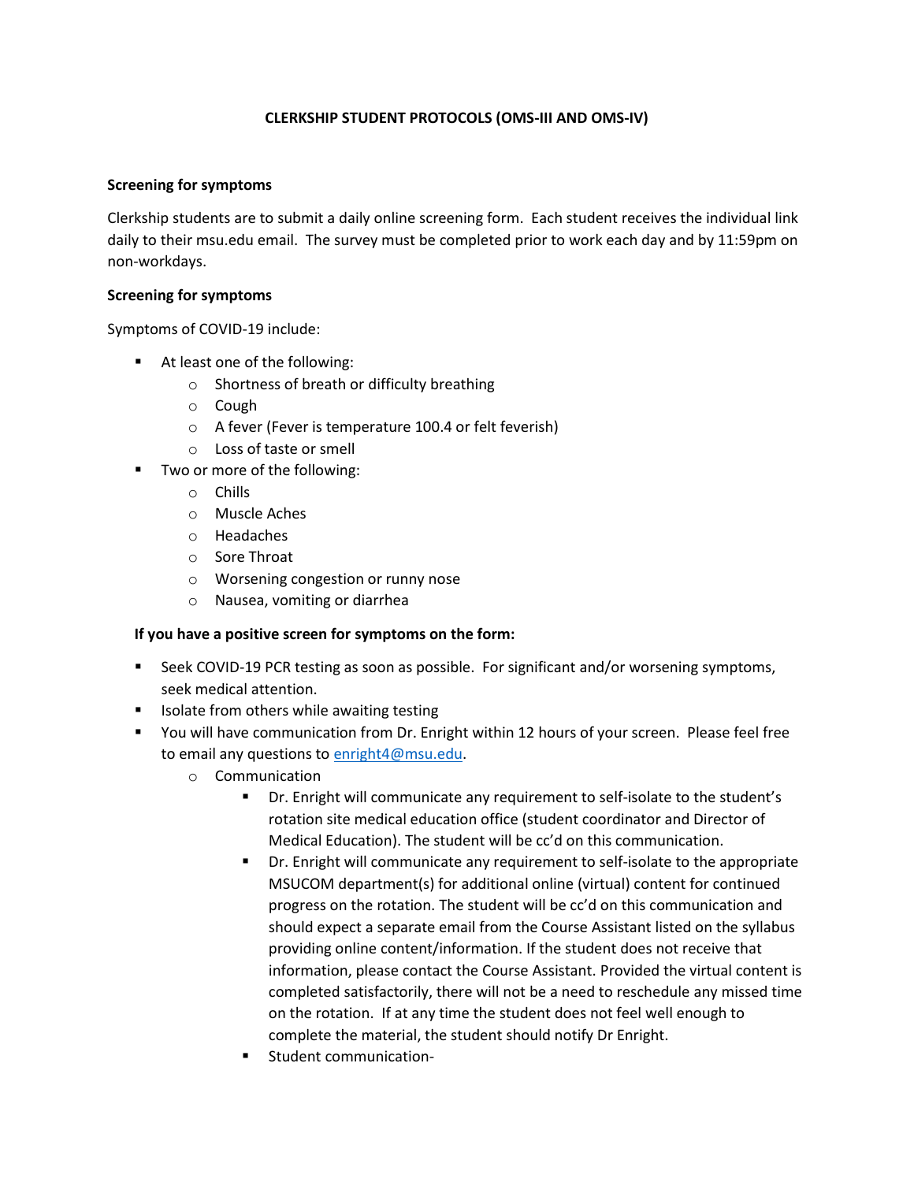# CLERKSHIP STUDENT PROTOCOLS (OMS-III AND OMS-IV)

**Screening for symptoms**

Clerkship students are to submit a daily online screening form. Each student receives the individual link daily to their msu.edu email. The survey must be completed prior to work each day and by 11:59pm on non-workdays.

**Screening for symptoms**

Symptoms of COVID-19 include:

- At least one of the following:
  - Shortness of breath or difficulty breathing
  - Cough
  - A fever (Fever is temperature 100.4 or felt feverish)
  - Loss of taste or smell
- Two or more of the following:
  - Chills
  - Muscle Aches
  - Headaches
  - Sore Throat
  - Worsening congestion or runny nose
  - Nausea, vomiting or diarrhea

**If you have a positive screen for symptoms on the form:**

- Seek COVID-19 PCR testing as soon as possible. For significant and/or worsening symptoms, seek medical attention.
- Isolate from others while awaiting testing
- You will have communication from Dr. Enright within 12 hours of your screen. Please feel free to email any questions to enright4@msu.edu.
  - Communication
    - Dr. Enright will communicate any requirement to self-isolate to the student's rotation site medical education office (student coordinator and Director of Medical Education). The student will be cc'd on this communication.
    - Dr. Enright will communicate any requirement to self-isolate to the appropriate MSUCOM department(s) for additional online (virtual) content for continued progress on the rotation. The student will be cc'd on this communication and should expect a separate email from the Course Assistant listed on the syllabus providing online content/information. If the student does not receive that information, please contact the Course Assistant. Provided the virtual content is completed satisfactorily, there will not be a need to reschedule any missed time on the rotation. If at any time the student does not feel well enough to complete the material, the student should notify Dr Enright.
    - Student communication-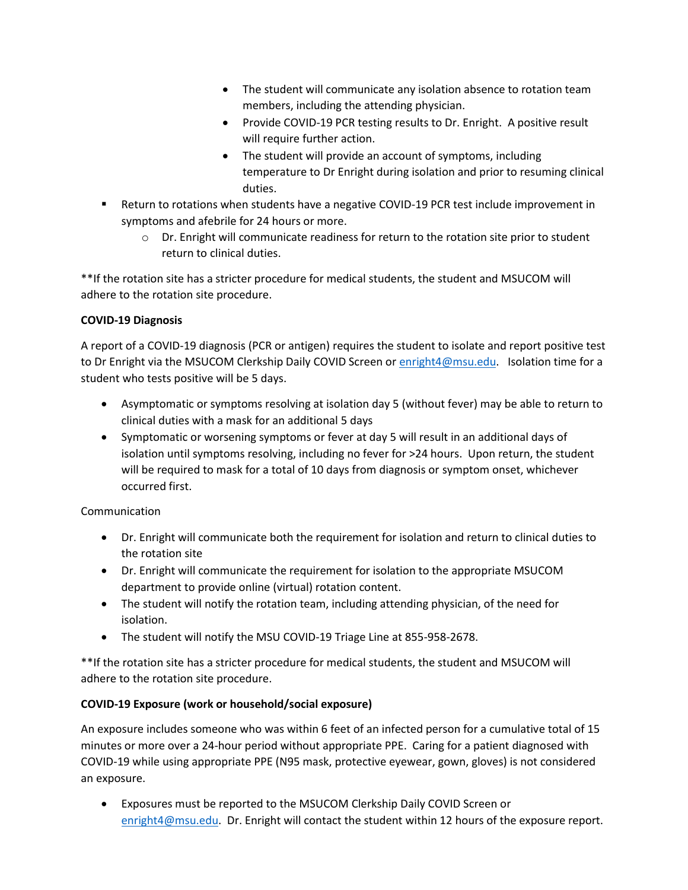- The student will communicate any isolation absence to rotation team members, including the attending physician.
    - Provide COVID-19 PCR testing results to Dr. Enright. A positive result will require further action.
    - The student will provide an account of symptoms, including temperature to Dr Enright during isolation and prior to resuming clinical duties.
- Return to rotations when students have a negative COVID-19 PCR test include improvement in symptoms and afebrile for 24 hours or more.
    - Dr. Enright will communicate readiness for return to the rotation site prior to student return to clinical duties.

**If the rotation site has a stricter procedure for medical students, the student and MSUCOM will adhere to the rotation site procedure.

**COVID-19 Diagnosis**

A report of a COVID-19 diagnosis (PCR or antigen) requires the student to isolate and report positive test to Dr Enright via the MSUCOM Clerkship Daily COVID Screen or enright4@msu.edu. Isolation time for a student who tests positive will be 5 days.

- Asymptomatic or symptoms resolving at isolation day 5 (without fever) may be able to return to clinical duties with a mask for an additional 5 days
- Symptomatic or worsening symptoms or fever at day 5 will result in an additional days of isolation until symptoms resolving, including no fever for >24 hours. Upon return, the student will be required to mask for a total of 10 days from diagnosis or symptom onset, whichever occurred first.

Communication

- Dr. Enright will communicate both the requirement for isolation and return to clinical duties to the rotation site
- Dr. Enright will communicate the requirement for isolation to the appropriate MSUCOM department to provide online (virtual) rotation content.
- The student will notify the rotation team, including attending physician, of the need for isolation.
- The student will notify the MSU COVID-19 Triage Line at 855-958-2678.

**If the rotation site has a stricter procedure for medical students, the student and MSUCOM will adhere to the rotation site procedure.

**COVID-19 Exposure (work or household/social exposure)**

An exposure includes someone who was within 6 feet of an infected person for a cumulative total of 15 minutes or more over a 24-hour period without appropriate PPE. Caring for a patient diagnosed with COVID-19 while using appropriate PPE (N95 mask, protective eyewear, gown, gloves) is not considered an exposure.

- Exposures must be reported to the MSUCOM Clerkship Daily COVID Screen or enright4@msu.edu. Dr. Enright will contact the student within 12 hours of the exposure report.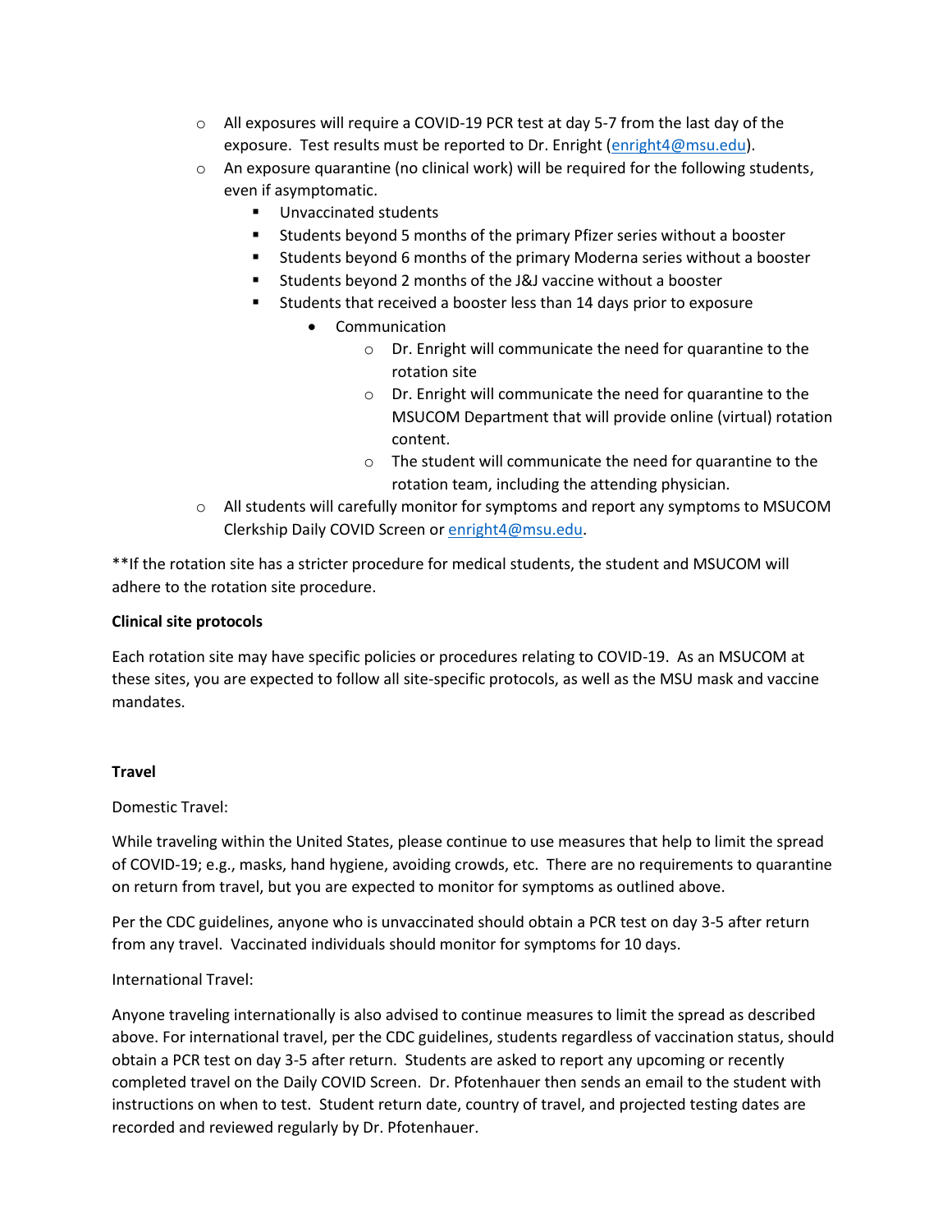- All exposures will require a COVID-19 PCR test at day 5-7 from the last day of the exposure. Test results must be reported to Dr. Enright (enright4@msu.edu).
- An exposure quarantine (no clinical work) will be required for the following students, even if asymptomatic.
  - Unvaccinated students
  - Students beyond 5 months of the primary Pfizer series without a booster
  - Students beyond 6 months of the primary Moderna series without a booster
  - Students beyond 2 months of the J&J vaccine without a booster
  - Students that received a booster less than 14 days prior to exposure
    - Communication
      - Dr. Enright will communicate the need for quarantine to the rotation site
      - Dr. Enright will communicate the need for quarantine to the MSUCOM Department that will provide online (virtual) rotation content.
      - The student will communicate the need for quarantine to the rotation team, including the attending physician.
- All students will carefully monitor for symptoms and report any symptoms to MSUCOM Clerkship Daily COVID Screen or enright4@msu.edu.

**If the rotation site has a stricter procedure for medical students, the student and MSUCOM will adhere to the rotation site procedure.

**Clinical site protocols**

Each rotation site may have specific policies or procedures relating to COVID-19. As an MSUCOM at these sites, you are expected to follow all site-specific protocols, as well as the MSU mask and vaccine mandates.

**Travel**

Domestic Travel:

While traveling within the United States, please continue to use measures that help to limit the spread of COVID-19; e.g., masks, hand hygiene, avoiding crowds, etc. There are no requirements to quarantine on return from travel, but you are expected to monitor for symptoms as outlined above.

Per the CDC guidelines, anyone who is unvaccinated should obtain a PCR test on day 3-5 after return from any travel. Vaccinated individuals should monitor for symptoms for 10 days.

International Travel:

Anyone traveling internationally is also advised to continue measures to limit the spread as described above. For international travel, per the CDC guidelines, students regardless of vaccination status, should obtain a PCR test on day 3-5 after return. Students are asked to report any upcoming or recently completed travel on the Daily COVID Screen. Dr. Pfotenhauer then sends an email to the student with instructions on when to test. Student return date, country of travel, and projected testing dates are recorded and reviewed regularly by Dr. Pfotenhauer.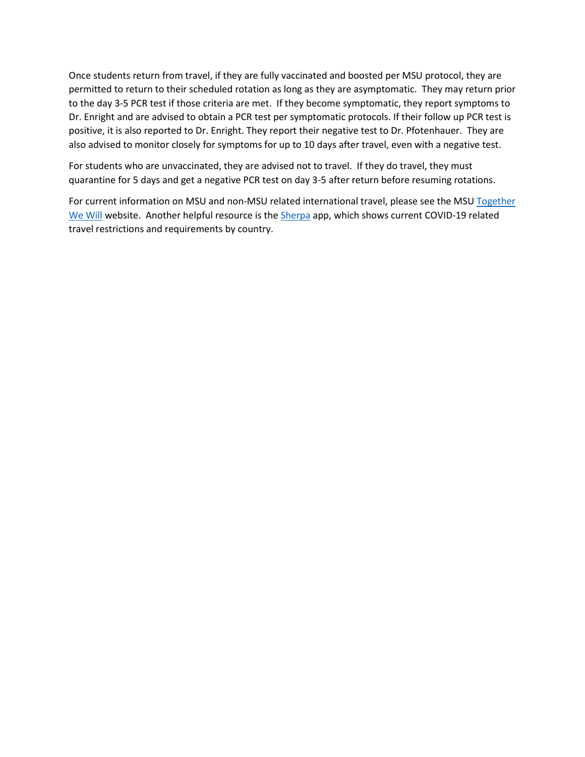Once students return from travel, if they are fully vaccinated and boosted per MSU protocol, they are permitted to return to their scheduled rotation as long as they are asymptomatic. They may return prior to the day 3-5 PCR test if those criteria are met. If they become symptomatic, they report symptoms to Dr. Enright and are advised to obtain a PCR test per symptomatic protocols. If their follow up PCR test is positive, it is also reported to Dr. Enright. They report their negative test to Dr. Pfotenhauer. They are also advised to monitor closely for symptoms for up to 10 days after travel, even with a negative test.

For students who are unvaccinated, they are advised not to travel. If they do travel, they must quarantine for 5 days and get a negative PCR test on day 3-5 after return before resuming rotations.

For current information on MSU and non-MSU related international travel, please see the MSU Together We Will website. Another helpful resource is the Sherpa app, which shows current COVID-19 related travel restrictions and requirements by country.